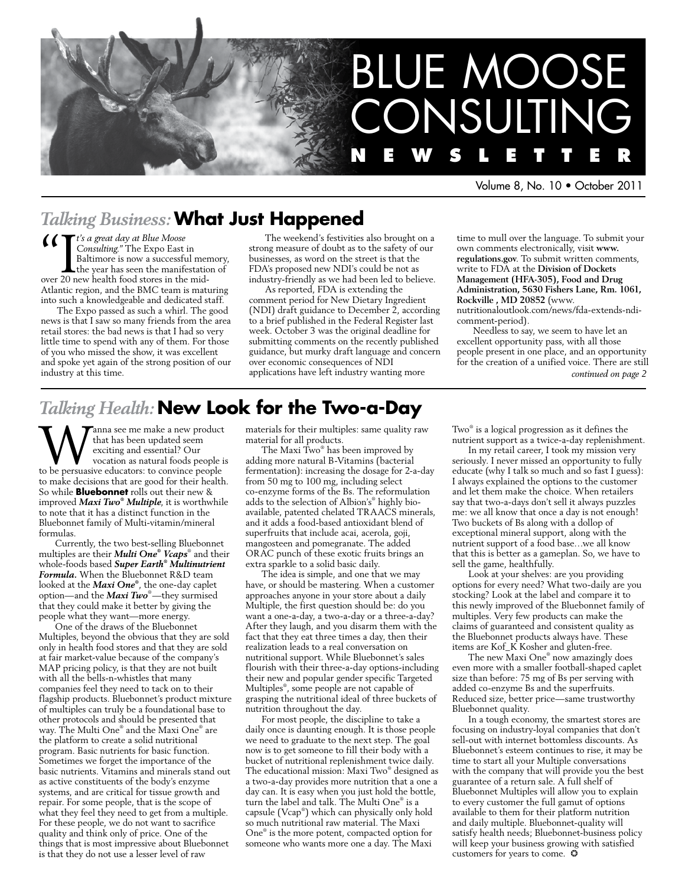# BLUE MOOSE CONSULTING

**N E W S L E T T E R**

Volume 8, No. 10 • October 2011

## *Talking Business:* What Just Happened

"*It's a great day at Blue Moose Consulting.*" The Expo East in Baltimore is now a successful memory, the year has seen the manifestation of over 20 new health food stores in the mid-Atlantic region, and the BMC team is maturing into such a knowledgeable and dedicated staff.

The Expo passed as such a whirl. The good news is that I saw so many friends from the area retail stores: the bad news is that I had so very little time to spend with any of them. For those of you who missed the show, it was excellent and spoke yet again of the strong position of our industry at this time.

The weekend's festivities also brought on a strong measure of doubt as to the safety of our businesses, as word on the street is that the FDA's proposed new NDI's could be not as industry-friendly as we had been led to believe.

As reported, FDA is extending the comment period for New Dietary Ingredient (NDI) draft guidance to December 2, according to a brief published in the Federal Register last week. October 3 was the original deadline for submitting comments on the recently published guidance, but murky draft language and concern over economic consequences of NDI applications have left industry wanting more time to mull over the language. To submit your own comments electronically, visit **www.regulations.gov**. To submit written comments, write to FDA at the **Division of Dockets Management (HFA-305), Food and Drug Administration, 5630 Fishers Lane, Rm. 1061, Rockville , MD 20852** (www.nutritionaloutlook.com/news/fda-extends-ndi-comment-period).

Needless to say, we seem to have let an excellent opportunity pass, with all those people present in one place, and an opportunity for the creation of a unified voice. There are still

*continued on page 2*

## *Talking Health:* New Look for the Two-a-Day

Wanna see me make a new product that has been updated seem exciting and essential? Our vocation as natural foods people is to be persuasive educators: to convince people to make decisions that are good for their health. So while **Bluebonnet** rolls out their new & improved ***Maxi Two® Multiple***, it is worthwhile to note that it has a distinct function in the Bluebonnet family of Multi-vitamin/mineral formulas.

Currently, the two best-selling Bluebonnet multiples are their ***Multi One® Vcaps®*** and their whole-foods based ***Super Earth® Multinutrient Formula.*** When the Bluebonnet R&D team looked at the ***Maxi One®***, the one-day caplet option—and the ***Maxi Two®***—they surmised that they could make it better by giving the people what they want—more energy.

One of the draws of the Bluebonnet Multiples, beyond the obvious that they are sold only in health food stores and that they are sold at fair market-value because of the company's MAP pricing policy, is that they are not built with all the bells-n-whistles that many companies feel they need to tack on to their flagship products. Bluebonnet's product mixture of multiples can truly be a foundational base to other protocols and should be presented that way. The Multi One® and the Maxi One® are the platform to create a solid nutritional program. Basic nutrients for basic function. Sometimes we forget the importance of the basic nutrients. Vitamins and minerals stand out as active constituents of the body's enzyme systems, and are critical for tissue growth and repair. For some people, that is the scope of what they feel they need to get from a multiple. For these people, we do not want to sacrifice quality and think only of price. One of the things that is most impressive about Bluebonnet is that they do not use a lesser level of raw materials for their multiples: same quality raw material for all products.

The Maxi Two® has been improved by adding more natural B-Vitamins (bacterial fermentation): increasing the dosage for 2-a-day from 50 mg to 100 mg, including select co-enzyme forms of the Bs. The reformulation adds to the selection of Albion's® highly bio-available, patented chelated TRAACS minerals, and it adds a food-based antioxidant blend of superfruits that include acai, acerola, goji, mangosteen and pomegranate. The added ORAC punch of these exotic fruits brings an extra sparkle to a solid basic daily.

The idea is simple, and one that we may have, or should be mastering. When a customer approaches anyone in your store about a daily Multiple, the first question should be: do you want a one-a-day, a two-a-day or a three-a-day? After they laugh, and you disarm them with the fact that they eat three times a day, then their realization leads to a real conversation on nutritional support. While Bluebonnet's sales flourish with their three-a-day options-including their new and popular gender specific Targeted Multiples®, some people are not capable of grasping the nutritional ideal of three buckets of nutrition throughout the day.

For most people, the discipline to take a daily once is daunting enough. It is those people we need to graduate to the next step. The goal now is to get someone to fill their body with a bucket of nutritional replenishment twice daily. The educational mission: Maxi Two® designed as a two-a-day provides more nutrition that a one a day can. It is easy when you just hold the bottle, turn the label and talk. The Multi One® is a capsule (Vcap®) which can physically only hold so much nutritional raw material. The Maxi One® is the more potent, compacted option for someone who wants more one a day. The Maxi Two® is a logical progression as it defines the nutrient support as a twice-a-day replenishment.

In my retail career, I took my mission very seriously. I never missed an opportunity to fully educate (why I talk so much and so fast I guess): I always explained the options to the customer and let them make the choice. When retailers say that two-a-days don't sell it always puzzles me: we all know that once a day is not enough! Two buckets of Bs along with a dollop of exceptional mineral support, along with the nutrient support of a food base…we all know that this is better as a gameplan. So, we have to sell the game, healthfully.

Look at your shelves: are you providing options for every need? What two-daily are you stocking? Look at the label and compare it to this newly improved of the Bluebonnet family of multiples. Very few products can make the claims of guaranteed and consistent quality as the Bluebonnet products always have. These items are Kof_K Kosher and gluten-free.

The new Maxi One® now amazingly does even more with a smaller football-shaped caplet size than before: 75 mg of Bs per serving with added co-enzyme Bs and the superfruits. Reduced size, better price—same trustworthy Bluebonnet quality.

In a tough economy, the smartest stores are focusing on industry-loyal companies that don't sell-out with internet bottomless discounts. As Bluebonnet's esteem continues to rise, it may be time to start all your Multiple conversations with the company that will provide you the best guarantee of a return sale. A full shelf of Bluebonnet Multiples will allow you to explain to every customer the full gamut of options available to them for their platform nutrition and daily multiple. Bluebonnet-quality will satisfy health needs; Bluebonnet-business policy will keep your business growing with satisfied customers for years to come. ✪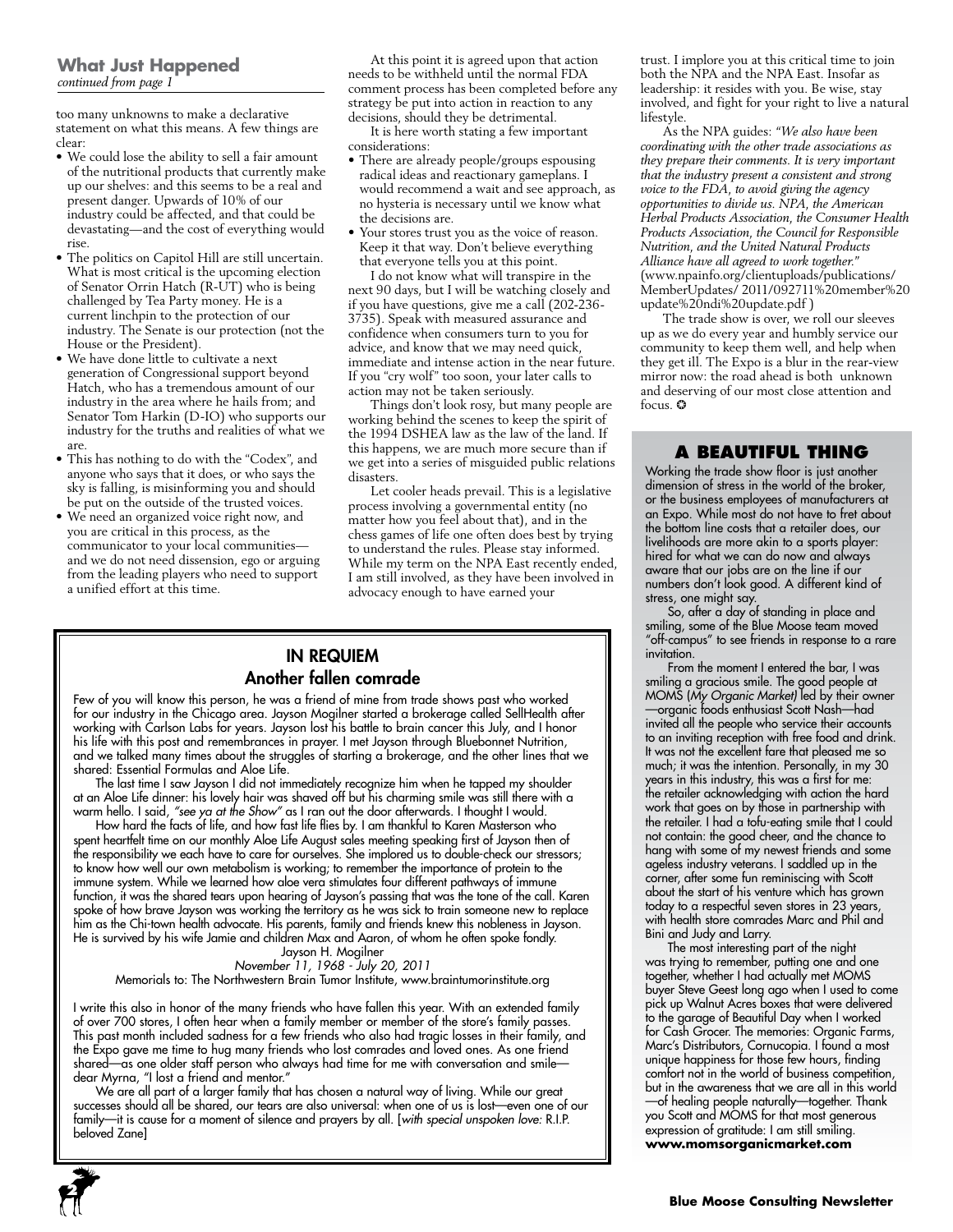## What Just Happened

*continued from page 1*

too many unknowns to make a declarative statement on what this means. A few things are clear:

- We could lose the ability to sell a fair amount of the nutritional products that currently make up our shelves: and this seems to be a real and present danger. Upwards of 10% of our industry could be affected, and that could be devastating—and the cost of everything would rise.
- The politics on Capitol Hill are still uncertain. What is most critical is the upcoming election of Senator Orrin Hatch (R-UT) who is being challenged by Tea Party money. He is a current linchpin to the protection of our industry. The Senate is our protection (not the House or the President).
- We have done little to cultivate a next generation of Congressional support beyond Hatch, who has a tremendous amount of our industry in the area where he hails from; and Senator Tom Harkin (D-IO) who supports our industry for the truths and realities of what we are.
- This has nothing to do with the "Codex", and anyone who says that it does, or who says the sky is falling, is misinforming you and should be put on the outside of the trusted voices.
- We need an organized voice right now, and you are critical in this process, as the communicator to your local communities—and we do not need dissension, ego or arguing from the leading players who need to support a unified effort at this time.

At this point it is agreed upon that action needs to be withheld until the normal FDA comment process has been completed before any strategy be put into action in reaction to any decisions, should they be detrimental.

It is here worth stating a few important considerations:

- There are already people/groups espousing radical ideas and reactionary gameplans. I would recommend a wait and see approach, as no hysteria is necessary until we know what the decisions are.
- Your stores trust you as the voice of reason. Keep it that way. Don't believe everything that everyone tells you at this point.

I do not know what will transpire in the next 90 days, but I will be watching closely and if you have questions, give me a call (202-236-3735). Speak with measured assurance and confidence when consumers turn to you for advice, and know that we may need quick, immediate and intense action in the near future. If you "cry wolf" too soon, your later calls to action may not be taken seriously.

Things don't look rosy, but many people are working behind the scenes to keep the spirit of the 1994 DSHEA law as the law of the land. If this happens, we are much more secure than if we get into a series of misguided public relations disasters.

Let cooler heads prevail. This is a legislative process involving a governmental entity (no matter how you feel about that), and in the chess games of life one often does best by trying to understand the rules. Please stay informed. While my term on the NPA East recently ended, I am still involved, as they have been involved in advocacy enough to have earned your trust. I implore you at this critical time to join both the NPA and the NPA East. Insofar as leadership: it resides with you. Be wise, stay involved, and fight for your right to live a natural lifestyle.

As the NPA guides: *"We also have been coordinating with the other trade associations as they prepare their comments. It is very important that the industry present a consistent and strong voice to the FDA, to avoid giving the agency opportunities to divide us. NPA, the American Herbal Products Association, the Consumer Health Products Association, the Council for Responsible Nutrition, and the United Natural Products Alliance have all agreed to work together."* (www.npainfo.org/clientuploads/publications/MemberUpdates/ 2011/092711%20member%20update%20ndi%20update.pdf )

The trade show is over, we roll our sleeves up as we do every year and humbly service our community to keep them well, and help when they get ill. The Expo is a blur in the rear-view mirror now: the road ahead is both unknown and deserving of our most close attention and focus. ❂

## IN REQUIEM
### Another fallen comrade

Few of you will know this person, he was a friend of mine from trade shows past who worked for our industry in the Chicago area. Jayson Mogilner started a brokerage called SellHealth after working with Carlson Labs for years. Jayson lost his battle to brain cancer this July, and I honor his life with this post and remembrances in prayer. I met Jayson through Bluebonnet Nutrition, and we talked many times about the struggles of starting a brokerage, and the other lines that we shared: Essential Formulas and Aloe Life.

The last time I saw Jayson I did not immediately recognize him when he tapped my shoulder at an Aloe Life dinner: his lovely hair was shaved off but his charming smile was still there with a warm hello. I said, *"see ya at the Show"* as I ran out the door afterwards. I thought I would.

How hard the facts of life, and how fast life flies by. I am thankful to Karen Masterson who spent heartfelt time on our monthly Aloe Life August sales meeting speaking first of Jayson then of the responsibility we each have to care for ourselves. She implored us to double-check our stressors; to know how well our own metabolism is working; to remember the importance of protein to the immune system. While we learned how aloe vera stimulates four different pathways of immune function, it was the shared tears upon hearing of Jayson's passing that was the tone of the call. Karen spoke of how brave Jayson was working the territory as he was sick to train someone new to replace him as the Chi-town health advocate. His parents, family and friends knew this nobleness in Jayson. He is survived by his wife Jamie and children Max and Aaron, of whom he often spoke fondly.

Jayson H. Mogilner
*November 11, 1968 - July 20, 2011*
Memorials to: The Northwestern Brain Tumor Institute, www.braintumorinstitute.org

I write this also in honor of the many friends who have fallen this year. With an extended family of over 700 stores, I often hear when a family member or member of the store's family passes. This past month included sadness for a few friends who also had tragic losses in their family, and the Expo gave me time to hug many friends who lost comrades and loved ones. As one friend shared—as one older staff person who always had time for me with conversation and smile—dear Myrna, "I lost a friend and mentor."

We are all part of a larger family that has chosen a natural way of living. While our great successes should all be shared, our tears are also universal: when one of us is lost—even one of our family—it is cause for a moment of silence and prayers by all. [*with special unspoken love:* R.I.P. beloved Zane]

## A BEAUTIFUL THING

Working the trade show floor is just another dimension of stress in the world of the broker, or the business employees of manufacturers at an Expo. While most do not have to fret about the bottom line costs that a retailer does, our livelihoods are more akin to a sports player: hired for what we can do now and always aware that our jobs are on the line if our numbers don't look good. A different kind of stress, one might say.

So, after a day of standing in place and smiling, some of the Blue Moose team moved "off-campus" to see friends in response to a rare invitation.

From the moment I entered the bar, I was smiling a gracious smile. The good people at MOMS (*My Organic Market*) led by their owner—organic foods enthusiast Scott Nash—had invited all the people who service their accounts to an inviting reception with free food and drink. It was not the excellent fare that pleased me so much; it was the intention. Personally, in my 30 years in this industry, this was a first for me: the retailer acknowledging with action the hard work that goes on by those in partnership with the retailer. I had a tofu-eating smile that I could not contain: the good cheer, and the chance to hang with some of my newest friends and some ageless industry veterans. I saddled up in the corner, after some fun reminiscing with Scott about the start of his venture which has grown today to a respectful seven stores in 23 years, with health store comrades Marc and Phil and Bini and Judy and Larry.

The most interesting part of the night was trying to remember, putting one and one together, whether I had actually met MOMS buyer Steve Geest long ago when I used to come pick up Walnut Acres boxes that were delivered to the garage of Beautiful Day when I worked for Cash Grocer. The memories: Organic Farms, Marc's Distributors, Cornucopia. I found a most unique happiness for those few hours, finding comfort not in the world of business competition, but in the awareness that we are all in this world—of healing people naturally—together. Thank you Scott and MOMS for that most generous expression of gratitude: I am still smiling.
**www.momsorganicmarket.com**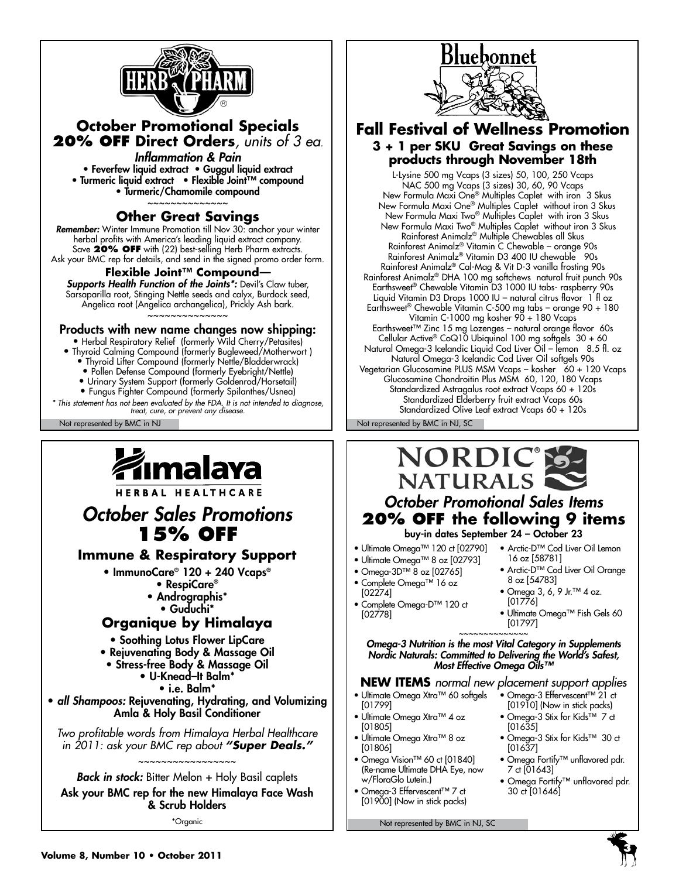## HERB PHARM

### October Promotional Specials

**20% OFF Direct Orders**, *units of 3 ea.*

*Inflammation & Pain*

- Feverfew liquid extract • Guggul liquid extract
- Turmeric liquid extract • Flexible Joint™ compound
- Turmeric/Chamomile compound

~~~~~~~~~~~~~~~

### Other Great Savings

***Remember:*** Winter Immune Promotion till Nov 30: anchor your winter herbal profits with America's leading liquid extract company. Save **20% OFF** with (22) best-selling Herb Pharm extracts. Ask your BMC rep for details, and send in the signed promo order form.

**Flexible Joint™ Compound—**

***Supports Health Function of the Joints*:*** Devil's Claw tuber, Sarsaparilla root, Stinging Nettle seeds and calyx, Burdock seed, Angelica root (Angelica archangelica), Prickly Ash bark.

~~~~~~~~~~~~~~~

### Products with new name changes now shipping:

- Herbal Respiratory Relief (formerly Wild Cherry/Petasites)
- Thyroid Calming Compound (formerly Bugleweed/Motherwort )
- Thyroid Lifter Compound (formerly Nettle/Bladderwrack)
- Pollen Defense Compound (formerly Eyebright/Nettle)
- Urinary System Support (formerly Goldenrod/Horsetail)
- Fungus Fighter Compound (formerly Spilanthes/Usnea)

*\* This statement has not been evaluated by the FDA. It is not intended to diagnose, treat, cure, or prevent any disease.*

Not represented by BMC in NJ

## Bluebonnet

### Fall Festival of Wellness Promotion

**3 + 1 per SKU Great Savings on these products through November 18th**

L-Lysine 500 mg Vcaps (3 sizes) 50, 100, 250 Vcaps
NAC 500 mg Vcaps (3 sizes) 30, 60, 90 Vcaps
New Formula Maxi One® Multiples Caplet with iron 3 Skus
New Formula Maxi One® Multiples Caplet without iron 3 Skus
New Formula Maxi Two® Multiples Caplet with iron 3 Skus
New Formula Maxi Two® Multiples Caplet without iron 3 Skus
Rainforest Animalz® Multiple Chewables all Skus
Rainforest Animalz® Vitamin C Chewable – orange 90s
Rainforest Animalz® Vitamin D3 400 IU chewable 90s
Rainforest Animalz® Cal-Mag & Vit D-3 vanilla frosting 90s
Rainforest Animalz® DHA 100 mg softchews natural fruit punch 90s
Earthsweet® Chewable Vitamin D3 1000 IU tabs- raspberry 90s
Liquid Vitamin D3 Drops 1000 IU – natural citrus flavor 1 fl oz
Earthsweet® Chewable Vitamin C-500 mg tabs – orange 90 + 180
Vitamin C-1000 mg kosher 90 + 180 Vcaps
Earthsweet™ Zinc 15 mg Lozenges – natural orange flavor 60s
Cellular Active® CoQ10 Ubiquinol 100 mg softgels 30 + 60
Natural Omega-3 Icelandic Liquid Cod Liver Oil – lemon 8.5 fl. oz
Natural Omega-3 Icelandic Cod Liver Oil softgels 90s
Vegetarian Glucosamine PLUS MSM Vcaps – kosher 60 + 120 Vcaps
Glucosamine Chondroitin Plus MSM 60, 120, 180 Vcaps
Standardized Astragalus root extract Vcaps 60 + 120s
Standardized Elderberry fruit extract Vcaps 60s
Standardized Olive Leaf extract Vcaps 60 + 120s

Not represented by BMC in NJ, SC

## Himalaya HERBAL HEALTHCARE

### *October Sales Promotions*

**15% OFF**

### Immune & Respiratory Support

- ImmunoCare® 120 + 240 Vcaps®
- RespiCare®
- Andrographis*
- Guduchi*

### Organique by Himalaya

- Soothing Lotus Flower LipCare
- Rejuvenating Body & Massage Oil
- Stress-free Body & Massage Oil
- U-Knead–It Balm*
- i.e. Balm*
- *all Shampoos:* Rejuvenating, Hydrating, and Volumizing Amla & Holy Basil Conditioner

*Two profitable words from Himalaya Herbal Healthcare in 2011: ask your BMC rep about **"Super Deals."***

~~~~~~~~~~~~~~~~~

***Back in stock:*** Bitter Melon + Holy Basil caplets

Ask your BMC rep for the new Himalaya Face Wash & Scrub Holders

*Organic

## NORDIC® NATURALS

### *October Promotional Sales Items*

**20% OFF the following 9 items**

buy-in dates September 24 – October 23

- Ultimate Omega™ 120 ct [02790]
- Ultimate Omega™ 8 oz [02793]
- Omega-3D™ 8 oz [02765]
- Complete Omega™ 16 oz [02274]
- Complete Omega-D™ 120 ct [02778]
- Arctic-D™ Cod Liver Oil Lemon 16 oz [58781]
- Arctic-D™ Cod Liver Oil Orange 8 oz [54783]
- Omega 3, 6, 9 Jr.™ 4 oz. [01776]
- Ultimate Omega™ Fish Gels 60 [01797]

~~~~~~~~~~~~~~

***Omega-3 Nutrition is the most Vital Category in Supplements Nordic Naturals: Committed to Delivering the World's Safest, Most Effective Omega Oils™***

**NEW ITEMS** *normal new placement support applies*

- Ultimate Omega Xtra™ 60 softgels [01799]
- Ultimate Omega Xtra™ 4 oz [01805]
- Ultimate Omega Xtra™ 8 oz [01806]
- Omega Vision™ 60 ct [01840] (Re-name Ultimate DHA Eye, now w/FloraGlo Lutein.)
- Omega-3 Effervescent™ 7 ct [01900] (Now in stick packs)
- Omega-3 Effervescent™ 21 ct [01910] (Now in stick packs)
- Omega-3 Stix for Kids™ 7 ct [01635]
- Omega-3 Stix for Kids™ 30 ct [01637]
- Omega Fortify™ unflavored pdr. 7 ct [01643]
- Omega Fortify™ unflavored pdr. 30 ct [01646]

Not represented by BMC in NJ, SC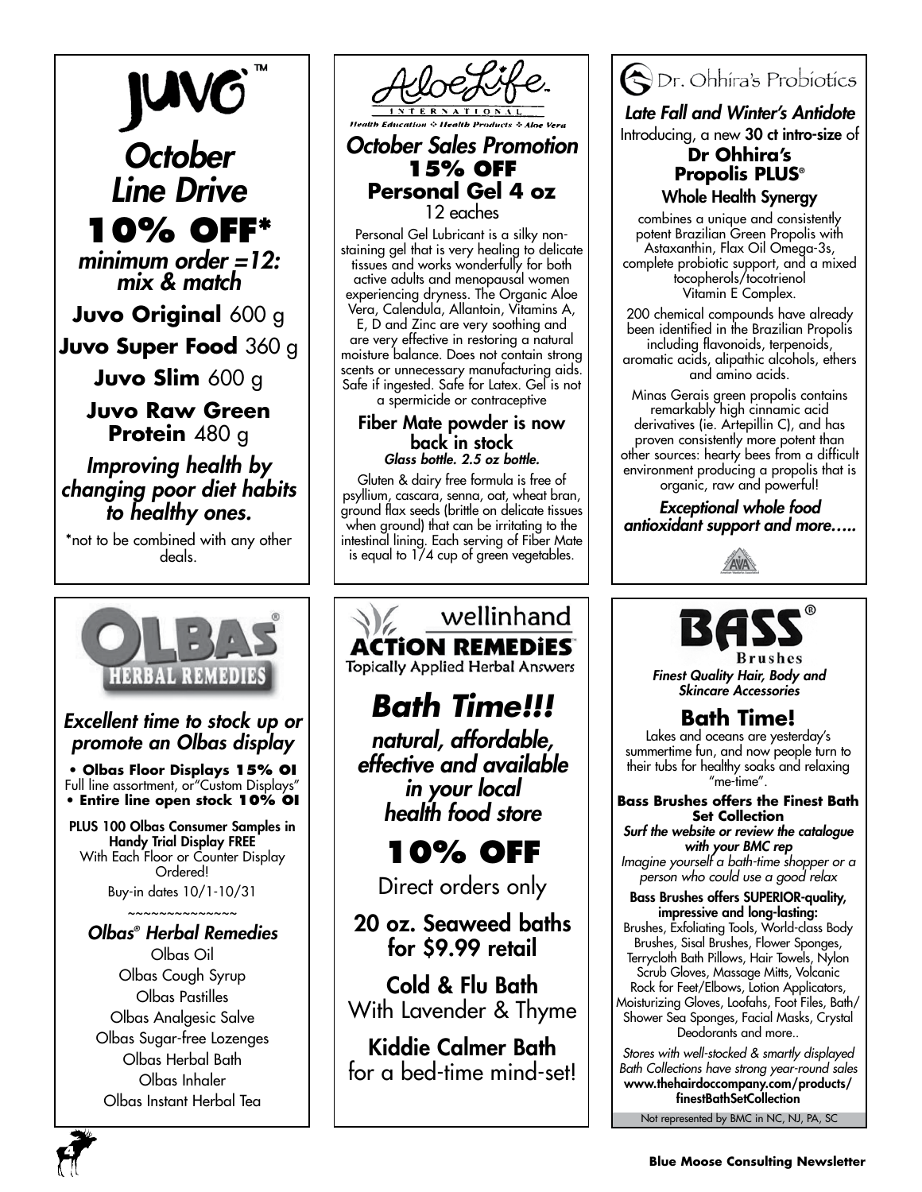# JUVO™

## *October Line Drive*

## 10% OFF*

***minimum order =12: mix & match***

**Juvo Original** 600 g

**Juvo Super Food** 360 g

**Juvo Slim** 600 g

**Juvo Raw Green Protein** 480 g

***Improving health by changing poor diet habits to healthy ones.***

*not to be combined with any other deals.

# AloeLife International

Health Education ❖ Health Products ❖ Aloe Vera

## *October Sales Promotion*

**15% OFF**

**Personal Gel 4 oz**

12 eaches

Personal Gel Lubricant is a silky non-staining gel that is very healing to delicate tissues and works wonderfully for both active adults and menopausal women experiencing dryness. The Organic Aloe Vera, Calendula, Allantoin, Vitamins A, E, D and Zinc are very soothing and are very effective in restoring a natural moisture balance. Does not contain strong scents or unnecessary manufacturing aids. Safe if ingested. Safe for Latex. Gel is not a spermicide or contraceptive

**Fiber Mate powder is now back in stock**

***Glass bottle. 2.5 oz bottle.***

Gluten & dairy free formula is free of psyllium, cascara, senna, oat, wheat bran, ground flax seeds (brittle on delicate tissues when ground) that can be irritating to the intestinal lining. Each serving of Fiber Mate is equal to 1/4 cup of green vegetables.

# Dr. Ohhira's Probiotics

***Late Fall and Winter's Antidote***

Introducing, a new **30 ct intro-size** of

**Dr Ohhira's Propolis PLUS®**

**Whole Health Synergy**

combines a unique and consistently potent Brazilian Green Propolis with Astaxanthin, Flax Oil Omega-3s, complete probiotic support, and a mixed tocopherols/tocotrienol Vitamin E Complex.

200 chemical compounds have already been identified in the Brazilian Propolis including flavonoids, terpenoids, aromatic acids, alipathic alcohols, ethers and amino acids.

Minas Gerais green propolis contains remarkably high cinnamic acid derivatives (ie. Artepillin C), and has proven consistently more potent than other sources: hearty bees from a difficult environment producing a propolis that is organic, raw and powerful!

***Exceptional whole food antioxidant support and more…..***

# OLBAS® Herbal Remedies

***Excellent time to stock up or promote an Olbas display***

- **Olbas Floor Displays 15% Ol**
  Full line assortment, or"Custom Displays"
- **Entire line open stock 10% Ol**

**PLUS 100 Olbas Consumer Samples in Handy Trial Display FREE**
With Each Floor or Counter Display Ordered!

Buy-in dates 10/1-10/31

~~~~~~~~~~~~~~

***Olbas® Herbal Remedies***

Olbas Oil
Olbas Cough Syrup
Olbas Pastilles
Olbas Analgesic Salve
Olbas Sugar-free Lozenges
Olbas Herbal Bath
Olbas Inhaler
Olbas Instant Herbal Tea

# wellinhand ACTiON REMEDiES™

Topically Applied Herbal Answers

## *Bath Time!!!*

***natural, affordable, effective and available in your local health food store***

## 10% OFF

Direct orders only

**20 oz. Seaweed baths for $9.99 retail**

**Cold & Flu Bath**
With Lavender & Thyme

**Kiddie Calmer Bath**
for a bed-time mind-set!

# BASS® Brushes

***Finest Quality Hair, Body and Skincare Accessories***

## Bath Time!

Lakes and oceans are yesterday's summertime fun, and now people turn to their tubs for healthy soaks and relaxing "me-time".

**Bass Brushes offers the Finest Bath Set Collection**

***Surf the website or review the catalogue with your BMC rep***

*Imagine yourself a bath-time shopper or a person who could use a good relax*

**Bass Brushes offers SUPERIOR-quality, impressive and long-lasting:**

Brushes, Exfoliating Tools, World-class Body Brushes, Sisal Brushes, Flower Sponges, Terrycloth Bath Pillows, Hair Towels, Nylon Scrub Gloves, Massage Mitts, Volcanic Rock for Feet/Elbows, Lotion Applicators, Moisturizing Gloves, Loofahs, Foot Files, Bath/Shower Sea Sponges, Facial Masks, Crystal Deodorants and more..

*Stores with well-stocked & smartly displayed Bath Collections have strong year-round sales*

**www.thehairdoccompany.com/products/finestBathSetCollection**

Not represented by BMC in NC, NJ, PA, SC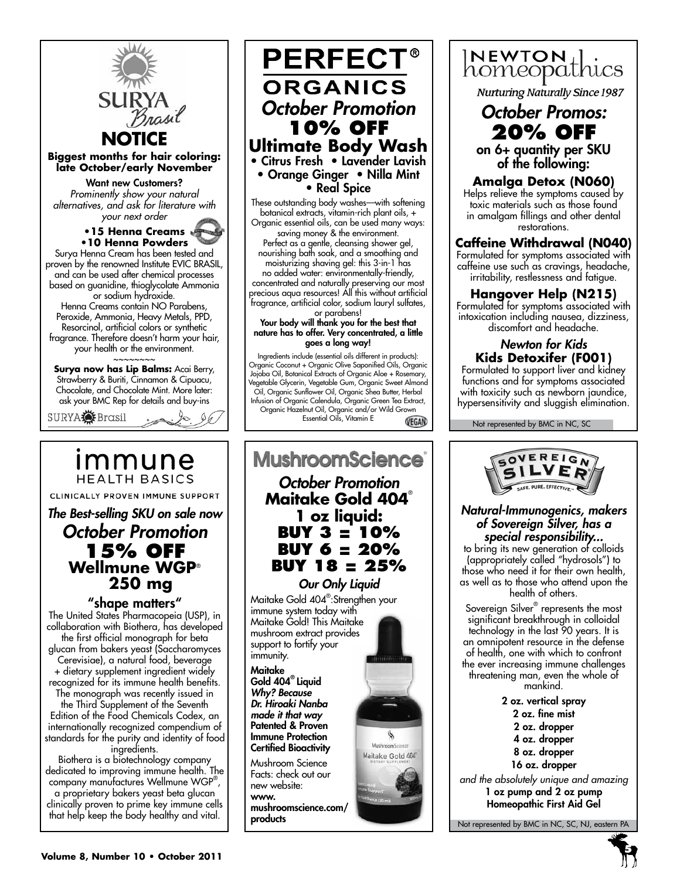# SURYA Brasil

## NOTICE

**Biggest months for hair coloring: late October/early November**

Want new Customers?
*Prominently show your natural alternatives, and ask for literature with your next order*

- **15 Henna Creams**
- **10 Henna Powders**

Surya Henna Cream has been tested and proven by the renowned Institute EVIC BRASIL, and can be used after chemical processes based on guanidine, thioglycolate Ammonia or sodium hydroxide.
Henna Creams contain NO Parabens, Peroxide, Ammonia, Heavy Metals, PPD, Resorcinol, artificial colors or synthetic fragrance. Therefore doesn't harm your hair, your health or the environment.

~~~~~~~~

**Surya now has Lip Balms:** Acai Berry, Strawberry & Buriti, Cinnamon & Cipuacu, Chocolate, and Chocolate Mint. More later: ask your BMC Rep for details and buy-ins

SURYA Brasil

# PERFECT® ORGANICS

## *October Promotion*

## 10% OFF

## Ultimate Body Wash

- Citrus Fresh
- Lavender Lavish
- Orange Ginger
- Nilla Mint
- Real Spice

These outstanding body washes—with softening botanical extracts, vitamin-rich plant oils, + Organic essential oils, can be used many ways: saving money & the environment.
Perfect as a gentle, cleansing shower gel, nourishing bath soak, and a smoothing and moisturizing shaving gel: this 3-in-1 has no added water: environmentally-friendly, concentrated and naturally preserving our most precious aqua resources! All this without artificial fragrance, artificial color, sodium lauryl sulfates, or parabens!

**Your body will thank you for the best that nature has to offer. Very concentrated, a little goes a long way!**

Ingredients include (essential oils different in products): Organic Coconut + Organic Olive Saponified Oils, Organic Jojoba Oil, Botanical Extracts of Organic Aloe + Rosemary, Vegetable Glycerin, Vegetable Gum, Organic Sweet Almond Oil, Organic Sunflower Oil, Organic Shea Butter, Herbal Infusion of Organic Calendula, Organic Green Tea Extract, Organic Hazelnut Oil, Organic and/or Wild Grown Essential Oils, Vitamin E

VEGAN

# NEWTON homeopathics

*Nurturing Naturally Since 1987*

## *October Promos:*

## 20% OFF

**on 6+ quantity per SKU of the following:**

### Amalga Detox (N060)

Helps relieve the symptoms caused by toxic materials such as those found in amalgam fillings and other dental restorations.

### Caffeine Withdrawal (N040)

Formulated for symptoms associated with caffeine use such as cravings, headache, irritability, restlessness and fatigue.

### Hangover Help (N215)

Formulated for symptoms associated with intoxication including nausea, dizziness, discomfort and headache.

### *Newton for Kids*
### Kids Detoxifer (F001)

Formulated to support liver and kidney functions and for symptoms associated with toxicity such as newborn jaundice, hypersensitivity and sluggish elimination.

Not represented by BMC in NC, SC

# immune HEALTH BASICS

CLINICALLY PROVEN IMMUNE SUPPORT

## *The Best-selling SKU on sale now*

## *October Promotion*

## 15% OFF

## Wellmune WGP® 250 mg

### "shape matters"

The United States Pharmacopeia (USP), in collaboration with Biothera, has developed the first official monograph for beta glucan from bakers yeast (Saccharomyces Cerevisiae), a natural food, beverage + dietary supplement ingredient widely recognized for its immune health benefits. The monograph was recently issued in the Third Supplement of the Seventh Edition of the Food Chemicals Codex, an internationally recognized compendium of standards for the purity and identity of food ingredients.

Biothera is a biotechnology company dedicated to improving immune health. The company manufactures Wellmune WGP®, a proprietary bakers yeast beta glucan clinically proven to prime key immune cells that help keep the body healthy and vital.

# MushroomScience®

## *October Promotion*

## Maitake Gold 404®

## 1 oz liquid:

## BUY 3 = 10%
## BUY 6 = 20%
## BUY 18 = 25%

### *Our Only Liquid*

Maitake Gold 404®:Strengthen your immune system today with Maitake Gold! This Maitake mushroom extract provides support to fortify your immunity.

**Maitake Gold 404® Liquid**
***Why? Because Dr. Hiroaki Nanba made it that way***
**Patented & Proven Immune Protection**
**Certified Bioactivity**

Mushroom Science Facts: check out our new website:
**www. mushroomscience.com/ products**

# SOVEREIGN SILVER

SAFE. PURE. EFFECTIVE.

## *Natural-Immunogenics, makers of Sovereign Silver, has a special responsibility...*

to bring its new generation of colloids (appropriately called "hydrosols") to those who need it for their own health, as well as to those who attend upon the health of others.

Sovereign Silver® represents the most significant breakthrough in colloidal technology in the last 90 years. It is an omnipotent resource in the defense of health, one with which to confront the ever increasing immune challenges threatening man, even the whole of mankind.

2 oz. vertical spray
2 oz. fine mist
2 oz. dropper
4 oz. dropper
8 oz. dropper
16 oz. dropper

*and the absolutely unique and amazing*
**1 oz pump and 2 oz pump Homeopathic First Aid Gel**

Not represented by BMC in NC, SC, NJ, eastern PA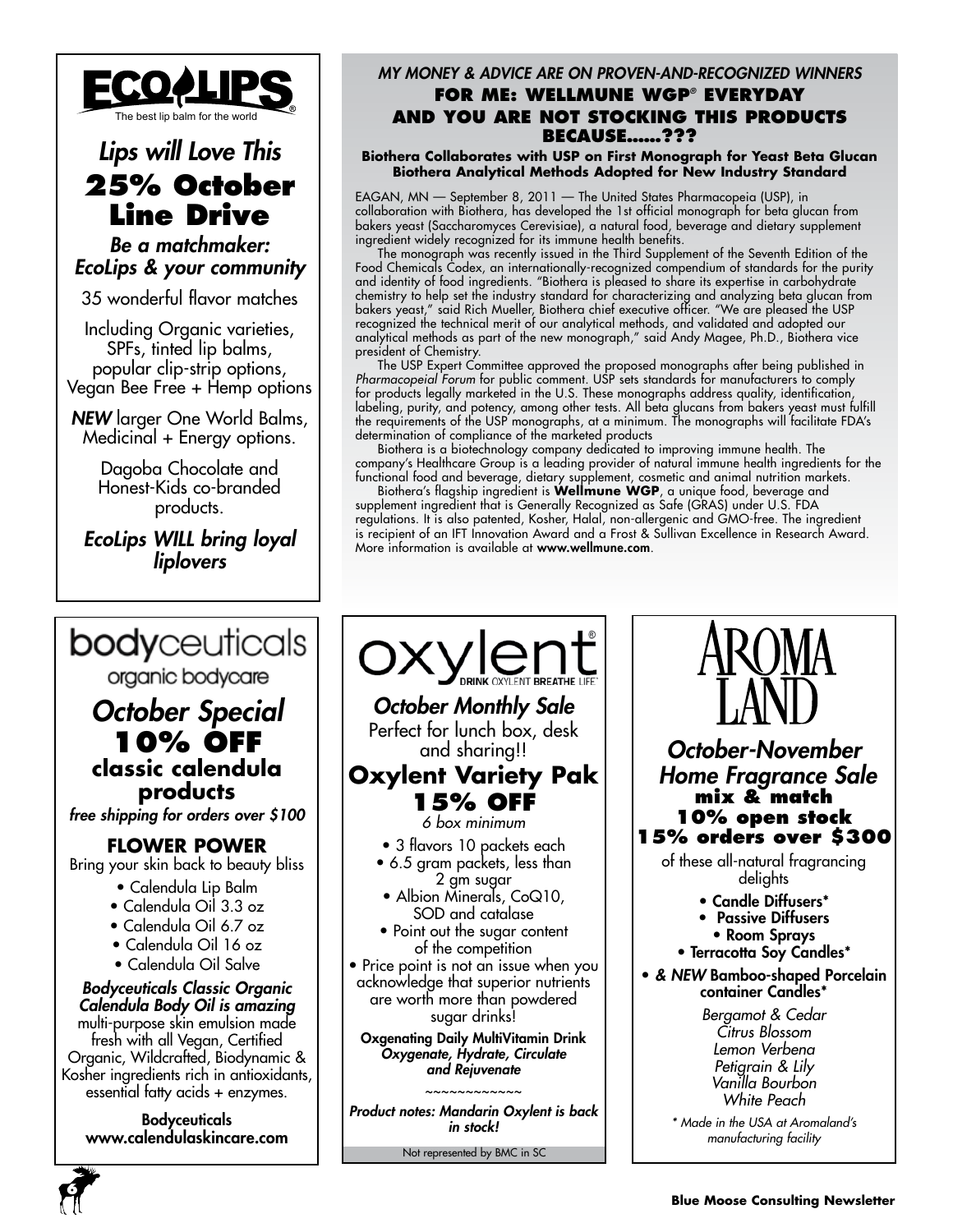# ECOLIPS

The best lip balm for the world

*Lips will Love This*

## 25% October Line Drive

*Be a matchmaker: EcoLips & your community*

35 wonderful flavor matches

Including Organic varieties, SPFs, tinted lip balms, popular clip-strip options, Vegan Bee Free + Hemp options

***NEW*** larger One World Balms, Medicinal + Energy options.

Dagoba Chocolate and Honest-Kids co-branded products.

*EcoLips WILL bring loyal liplovers*

---

*MY MONEY & ADVICE ARE ON PROVEN-AND-RECOGNIZED WINNERS*

## FOR ME: WELLMUNE WGP® EVERYDAY AND YOU ARE NOT STOCKING THIS PRODUCTS BECAUSE......???

**Biothera Collaborates with USP on First Monograph for Yeast Beta Glucan**
**Biothera Analytical Methods Adopted for New Industry Standard**

EAGAN, MN — September 8, 2011 — The United States Pharmacopeia (USP), in collaboration with Biothera, has developed the 1st official monograph for beta glucan from bakers yeast (Saccharomyces Cerevisiae), a natural food, beverage and dietary supplement ingredient widely recognized for its immune health benefits.

The monograph was recently issued in the Third Supplement of the Seventh Edition of the Food Chemicals Codex, an internationally-recognized compendium of standards for the purity and identity of food ingredients. "Biothera is pleased to share its expertise in carbohydrate chemistry to help set the industry standard for characterizing and analyzing beta glucan from bakers yeast," said Rich Mueller, Biothera chief executive officer. "We are pleased the USP recognized the technical merit of our analytical methods, and validated and adopted our analytical methods as part of the new monograph," said Andy Magee, Ph.D., Biothera vice president of Chemistry.

The USP Expert Committee approved the proposed monographs after being published in *Pharmacopeial Forum* for public comment. USP sets standards for manufacturers to comply for products legally marketed in the U.S. These monographs address quality, identification, labeling, purity, and potency, among other tests. All beta glucans from bakers yeast must fulfill the requirements of the USP monographs, at a minimum. The monographs will facilitate FDA's determination of compliance of the marketed products

Biothera is a biotechnology company dedicated to improving immune health. The company's Healthcare Group is a leading provider of natural immune health ingredients for the functional food and beverage, dietary supplement, cosmetic and animal nutrition markets.

Biothera's flagship ingredient is **Wellmune WGP**, a unique food, beverage and supplement ingredient that is Generally Recognized as Safe (GRAS) under U.S. FDA regulations. It is also patented, Kosher, Halal, non-allergenic and GMO-free. The ingredient is recipient of an IFT Innovation Award and a Frost & Sullivan Excellence in Research Award. More information is available at **www.wellmune.com**.

---

# bodyceuticals

organic bodycare

*October Special*

## 10% OFF classic calendula products

*free shipping for orders over $100*

### FLOWER POWER

Bring your skin back to beauty bliss

- Calendula Lip Balm
- Calendula Oil 3.3 oz
- Calendula Oil 6.7 oz
- Calendula Oil 16 oz
- Calendula Oil Salve

***Bodyceuticals Classic Organic Calendula Body Oil is amazing*** multi-purpose skin emulsion made fresh with all Vegan, Certified Organic, Wildcrafted, Biodynamic & Kosher ingredients rich in antioxidants, essential fatty acids + enzymes.

**Bodyceuticals**
**www.calendulaskincare.com**

---

# oxylent®

DRINK OXYLENT BREATHE LIFE™

*October Monthly Sale*

Perfect for lunch box, desk and sharing!!

## Oxylent Variety Pak 15% OFF

*6 box minimum*

- 3 flavors 10 packets each
- 6.5 gram packets, less than 2 gm sugar
- Albion Minerals, CoQ10, SOD and catalase
- Point out the sugar content of the competition
- Price point is not an issue when you acknowledge that superior nutrients are worth more than powdered sugar drinks!

**Oxgenating Daily MultiVitamin Drink**
***Oxygenate, Hydrate, Circulate and Rejuvenate***

~~~~~~~~~~~~

***Product notes: Mandarin Oxylent is back in stock!***

Not represented by BMC in SC

---

# AROMA LAND

*October-November Home Fragrance Sale*

**mix & match**
**10% open stock**
**15% orders over $300**

of these all-natural fragrancing delights

- **Candle Diffusers***
- **Passive Diffusers**
- **Room Sprays**
- **Terracotta Soy Candles***
- ***& NEW* Bamboo-shaped Porcelain container Candles***

*Bergamot & Cedar*
*Citrus Blossom*
*Lemon Verbena*
*Petigrain & Lily*
*Vanilla Bourbon*
*White Peach*

*\* Made in the USA at Aromaland's manufacturing facility*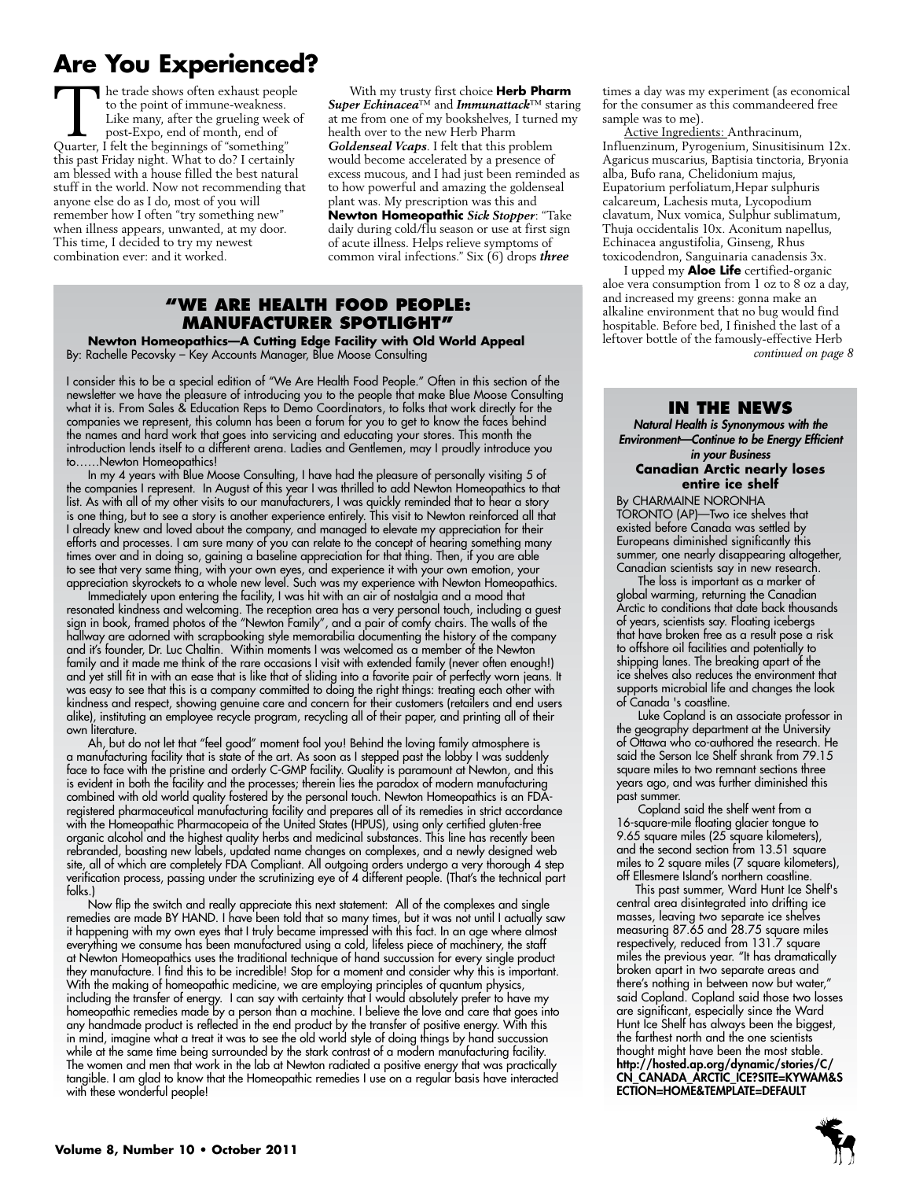# Are You Experienced?

The trade shows often exhaust people to the point of immune-weakness. Like many, after the grueling week of post-Expo, end of month, end of Quarter, I felt the beginnings of "something" this past Friday night. What to do? I certainly am blessed with a house filled the best natural stuff in the world. Now not recommending that anyone else do as I do, most of you will remember how I often "try something new" when illness appears, unwanted, at my door. This time, I decided to try my newest combination ever: and it worked.

With my trusty first choice **Herb Pharm** ***Super Echinacea***™ and ***Immunattack***™ staring at me from one of my bookshelves, I turned my health over to the new Herb Pharm ***Goldenseal Vcaps***. I felt that this problem would become accelerated by a presence of excess mucous, and I had just been reminded as to how powerful and amazing the goldenseal plant was. My prescription was this and **Newton Homeopathic** ***Sick Stopper***: "Take daily during cold/flu season or use at first sign of acute illness. Helps relieve symptoms of common viral infections." Six (6) drops ***three*** times a day was my experiment (as economical for the consumer as this commandeered free sample was to me).

Active Ingredients: Anthracinum, Influenzinum, Pyrogenium, Sinusitisinum 12x. Agaricus muscarius, Baptisia tinctoria, Bryonia alba, Bufo rana, Chelidonium majus, Eupatorium perfoliatum,Hepar sulphuris calcareum, Lachesis muta, Lycopodium clavatum, Nux vomica, Sulphur sublimatum, Thuja occidentalis 10x. Aconitum napellus, Echinacea angustifolia, Ginseng, Rhus toxicodendron, Sanguinaria canadensis 3x.

I upped my **Aloe Life** certified-organic aloe vera consumption from 1 oz to 8 oz a day, and increased my greens: gonna make an alkaline environment that no bug would find hospitable. Before bed, I finished the last of a leftover bottle of the famously-effective Herb

*continued on page 8*

## "We Are Health Food People: Manufacturer Spotlight"

**Newton Homeopathics—A Cutting Edge Facility with Old World Appeal**

By: Rachelle Pecovsky – Key Accounts Manager, Blue Moose Consulting

I consider this to be a special edition of "We Are Health Food People." Often in this section of the newsletter we have the pleasure of introducing you to the people that make Blue Moose Consulting what it is. From Sales & Education Reps to Demo Coordinators, to folks that work directly for the companies we represent, this column has been a forum for you to get to know the faces behind the names and hard work that goes into servicing and educating your stores. This month the introduction lends itself to a different arena. Ladies and Gentlemen, may I proudly introduce you to……Newton Homeopathics!

In my 4 years with Blue Moose Consulting, I have had the pleasure of personally visiting 5 of the companies I represent. In August of this year I was thrilled to add Newton Homeopathics to that list. As with all of my other visits to our manufacturers, I was quickly reminded that to hear a story is one thing, but to see a story is another experience entirely. This visit to Newton reinforced all that I already knew and loved about the company, and managed to elevate my appreciation for their efforts and processes. I am sure many of you can relate to the concept of hearing something many times over and in doing so, gaining a baseline appreciation for that thing. Then, if you are able to see that very same thing, with your own eyes, and experience it with your own emotion, your appreciation skyrockets to a whole new level. Such was my experience with Newton Homeopathics.

Immediately upon entering the facility, I was hit with an air of nostalgia and a mood that resonated kindness and welcoming. The reception area has a very personal touch, including a guest sign in book, framed photos of the "Newton Family", and a pair of comfy chairs. The walls of the hallway are adorned with scrapbooking style memorabilia documenting the history of the company and it's founder, Dr. Luc Chaltin. Within moments I was welcomed as a member of the Newton family and it made me think of the rare occasions I visit with extended family (never often enough!) and yet still fit in with an ease that is like that of sliding into a favorite pair of perfectly worn jeans. It was easy to see that this is a company committed to doing the right things: treating each other with kindness and respect, showing genuine care and concern for their customers (retailers and end users alike), instituting an employee recycle program, recycling all of their paper, and printing all of their own literature.

Ah, but do not let that "feel good" moment fool you! Behind the loving family atmosphere is a manufacturing facility that is state of the art. As soon as I stepped past the lobby I was suddenly face to face with the pristine and orderly C-GMP facility. Quality is paramount at Newton, and this is evident in both the facility and the processes; therein lies the paradox of modern manufacturing combined with old world quality fostered by the personal touch. Newton Homeopathics is an FDA-registered pharmaceutical manufacturing facility and prepares all of its remedies in strict accordance with the Homeopathic Pharmacopeia of the United States (HPUS), using only certified gluten-free organic alcohol and the highest quality herbs and medicinal substances. This line has recently been rebranded, boasting new labels, updated name changes on complexes, and a newly designed web site, all of which are completely FDA Compliant. All outgoing orders undergo a very thorough 4 step verification process, passing under the scrutinizing eye of 4 different people. (That's the technical part folks.)

Now flip the switch and really appreciate this next statement: All of the complexes and single remedies are made BY HAND. I have been told that so many times, but it was not until I actually saw it happening with my own eyes that I truly became impressed with this fact. In an age where almost everything we consume has been manufactured using a cold, lifeless piece of machinery, the staff at Newton Homeopathics uses the traditional technique of hand succussion for every single product they manufacture. I find this to be incredible! Stop for a moment and consider why this is important. With the making of homeopathic medicine, we are employing principles of quantum physics, including the transfer of energy. I can say with certainty that I would absolutely prefer to have my homeopathic remedies made by a person than a machine. I believe the love and care that goes into any handmade product is reflected in the end product by the transfer of positive energy. With this in mind, imagine what a treat it was to see the old world style of doing things by hand succussion while at the same time being surrounded by the stark contrast of a modern manufacturing facility. The women and men that work in the lab at Newton radiated a positive energy that was practically tangible. I am glad to know that the Homeopathic remedies I use on a regular basis have interacted with these wonderful people!

## In the News

***Natural Health is Synonymous with the Environment—Continue to be Energy Efficient in your Business***

**Canadian Arctic nearly loses entire ice shelf**

By CHARMAINE NORONHA

TORONTO (AP)—Two ice shelves that existed before Canada was settled by Europeans diminished significantly this summer, one nearly disappearing altogether, Canadian scientists say in new research.

The loss is important as a marker of global warming, returning the Canadian Arctic to conditions that date back thousands of years, scientists say. Floating icebergs that have broken free as a result pose a risk to offshore oil facilities and potentially to shipping lanes. The breaking apart of the ice shelves also reduces the environment that supports microbial life and changes the look of Canada 's coastline.

Luke Copland is an associate professor in the geography department at the University of Ottawa who co-authored the research. He said the Serson Ice Shelf shrank from 79.15 square miles to two remnant sections three years ago, and was further diminished this past summer.

Copland said the shelf went from a 16-square-mile floating glacier tongue to 9.65 square miles (25 square kilometers), and the second section from 13.51 square miles to 2 square miles (7 square kilometers), off Ellesmere Island's northern coastline.

This past summer, Ward Hunt Ice Shelf's central area disintegrated into drifting ice masses, leaving two separate ice shelves measuring 87.65 and 28.75 square miles respectively, reduced from 131.7 square miles the previous year. "It has dramatically broken apart in two separate areas and there's nothing in between now but water," said Copland. Copland said those two losses are significant, especially since the Ward Hunt Ice Shelf has always been the biggest, the farthest north and the one scientists thought might have been the most stable.

**http://hosted.ap.org/dynamic/stories/C/CN_CANADA_ARCTIC_ICE?SITE=KYWAM&SECTION=HOME&TEMPLATE=DEFAULT**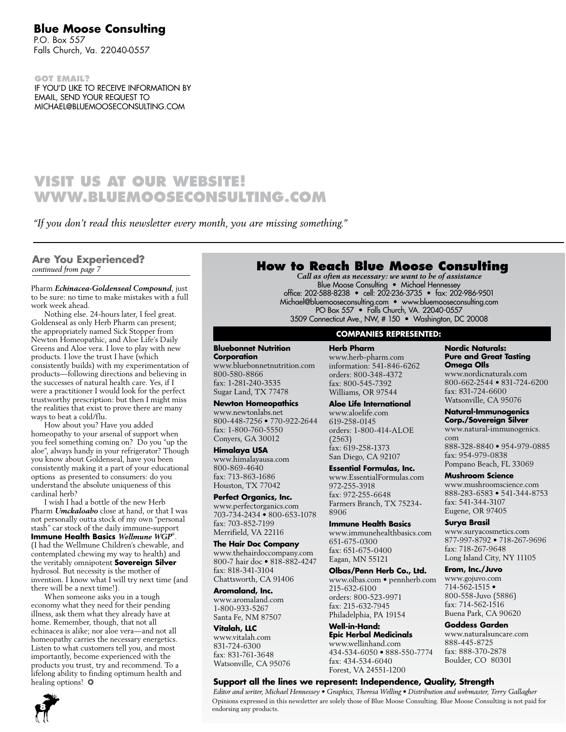## Blue Moose Consulting

P.O. Box 557
Falls Church, Va. 22040-0557

**GOT EMAIL?**
IF YOU'D LIKE TO RECEIVE INFORMATION BY EMAIL, SEND YOUR REQUEST TO MICHAEL@BLUEMOOSECONSULTING.COM

## VISIT US AT OUR WEBSITE! WWW.BLUEMOOSECONSULTING.COM

*"If you don't read this newsletter every month, you are missing something."*

### Are You Experienced?

*continued from page 7*

Pharm ***Echinacea-Goldenseal Compound***, just to be sure: no time to make mistakes with a full work week ahead.

Nothing else. 24-hours later, I feel great. Goldenseal as only Herb Pharm can present; the appropriately named Sick Stopper from Newton Homeopathic, and Aloe Life's Daily Greens and Aloe vera. I love to play with new products. I love the trust I have (which consistently builds) with my experimentation of products—following directions and believing in the successes of natural health care. Yes, if I were a practitioner I would look for the perfect trustworthy prescription: but then I might miss the realities that exist to prove there are many ways to beat a cold/flu.

How about you? Have you added homeopathy to your arsenal of support when you feel something coming on? Do you "up the aloe", always handy in your refrigerator? Though you know about Goldenseal, have you been consistently making it a part of your educational options as presented to consumers: do you understand the absolute uniqueness of this cardinal herb?

I wish I had a bottle of the new Herb Pharm ***Umckaloabo*** close at hand, or that I was not personally outta stock of my own "personal stash" car stock of the daily immune-support **Immune Health Basics** ***Wellmune WGP***®. (I had the Wellmune Children's chewable, and contemplated chewing my way to health) and the veritably omnipotent **Sovereign Silver** hydrosol. But necessity is the mother of invention. I know what I will try next time (and there will be a next time!).

When someone asks you in a tough economy what they need for their pending illness, ask them what they already have at home. Remember, though, that not all echinacea is alike; nor aloe vera—and not all homeopathy carries the necessary energetics. Listen to what customers tell you, and most importantly, become experienced with the products you trust, try and recommend. To a lifelong ability to finding optimum health and healing options! ✪

## How to Reach Blue Moose Consulting

***Call as often as necessary: we want to be of assistance***

Blue Moose Consulting • Michael Hennessey
office: 202-588-8238 • cell: 202-236-3735 • fax: 202-986-9501
Michael@bluemooseconsulting.com • www.bluemooseconsulting.com
PO Box 557 • Falls Church, VA. 22040-0557
3509 Connecticut Ave., NW, # 150 • Washington, DC 20008

### COMPANIES REPRESENTED:

**Bluebonnet Nutrition Corporation**
www.bluebonnetnutrition.com
800-580-8866
fax: 1-281-240-3535
Sugar Land, TX 77478

**Newton Homeopathics**
www.newtonlabs.net
800-448-7256 • 770-922-2644
fax: 1-800-760-5550
Conyers, GA 30012

**Himalaya USA**
www.himalayausa.com
800-869-4640
fax: 713-863-1686
Houston, TX 77042

**Perfect Organics, Inc.**
www.perfectorganics.com
703-734-2434 • 800-653-1078
fax: 703-852-7199
Merrifield, VA 22116

**The Hair Doc Company**
www.thehairdoccompany.com
800-7 hair doc • 818-882-4247
fax: 818-341-3104
Chattsworth, CA 91406

**Aromaland, Inc.**
www.aromaland.com
1-800-933-5267
Santa Fe, NM 87507

**Vitalah, LLC**
www.vitalah.com
831-724-6300
fax: 831-761-3648
Watsonville, CA 95076

**Herb Pharm**
www.herb-pharm.com
information: 541-846-6262
orders: 800-348-4372
fax: 800-545-7392
Williams, OR 97544

**Aloe Life International**
www.aloelife.com
619-258-0145
orders: 1-800-414-ALOE (2563)
fax: 619-258-1373
San Diego, CA 92107

**Essential Formulas, Inc.**
www.EssentialFormulas.com
972-255-3918
fax: 972-255-6648
Farmers Branch, TX 75234-8906

**Immune Health Basics**
www.immunehealthbasics.com
651-675-0300
fax: 651-675-0400
Eagan, MN 55121

**Olbas/Penn Herb Co., Ltd.**
www.olbas.com • pennherb.com
215-632-6100
orders: 800-523-9971
fax: 215-632-7945
Philadelphia, PA 19154

**Well-in-Hand: Epic Herbal Medicinals**
www.wellinhand.com
434-534-6050 • 888-550-7774
fax: 434-534-6040
Forest, VA 24551-1200

**Nordic Naturals: Pure and Great Tasting Omega Oils**
www.nordicnaturals.com
800-662-2544 • 831-724-6200
fax: 831-724-6600
Watsonville, CA 95076

**Natural-Immunogenics Corp./Sovereign Silver**
www.natural-immunogenics.com
888-328-8840 • 954-979-0885
fax: 954-979-0838
Pompano Beach, FL 33069

**Mushroom Science**
www.mushroomscience.com
888-283-6583 • 541-344-8753
fax: 541-344-3107
Eugene, OR 97405

**Surya Brasil**
www.suryacosmetics.com
877-997-8792 • 718-267-9696
fax: 718-267-9648
Long Island City, NY 11105

**Erom, Inc./Juvo**
www.gojuvo.com
714-562-1515 •
800-558-Juvo (5886)
fax: 714-562-1516
Buena Park, CA 90620

**Goddess Garden**
www.naturalsuncare.com
888-445-8725
fax: 888-370-2878
Boulder, CO 80301

**Support all the lines we represent: Independence, Quality, Strength**

*Editor and writer, Michael Hennessey • Graphics, Theresa Welling • Distribution and webmaster, Terry Gallagher*

Opinions expressed in this newsletter are solely those of Blue Moose Consulting. Blue Moose Consulting is not paid for endorsing any products.